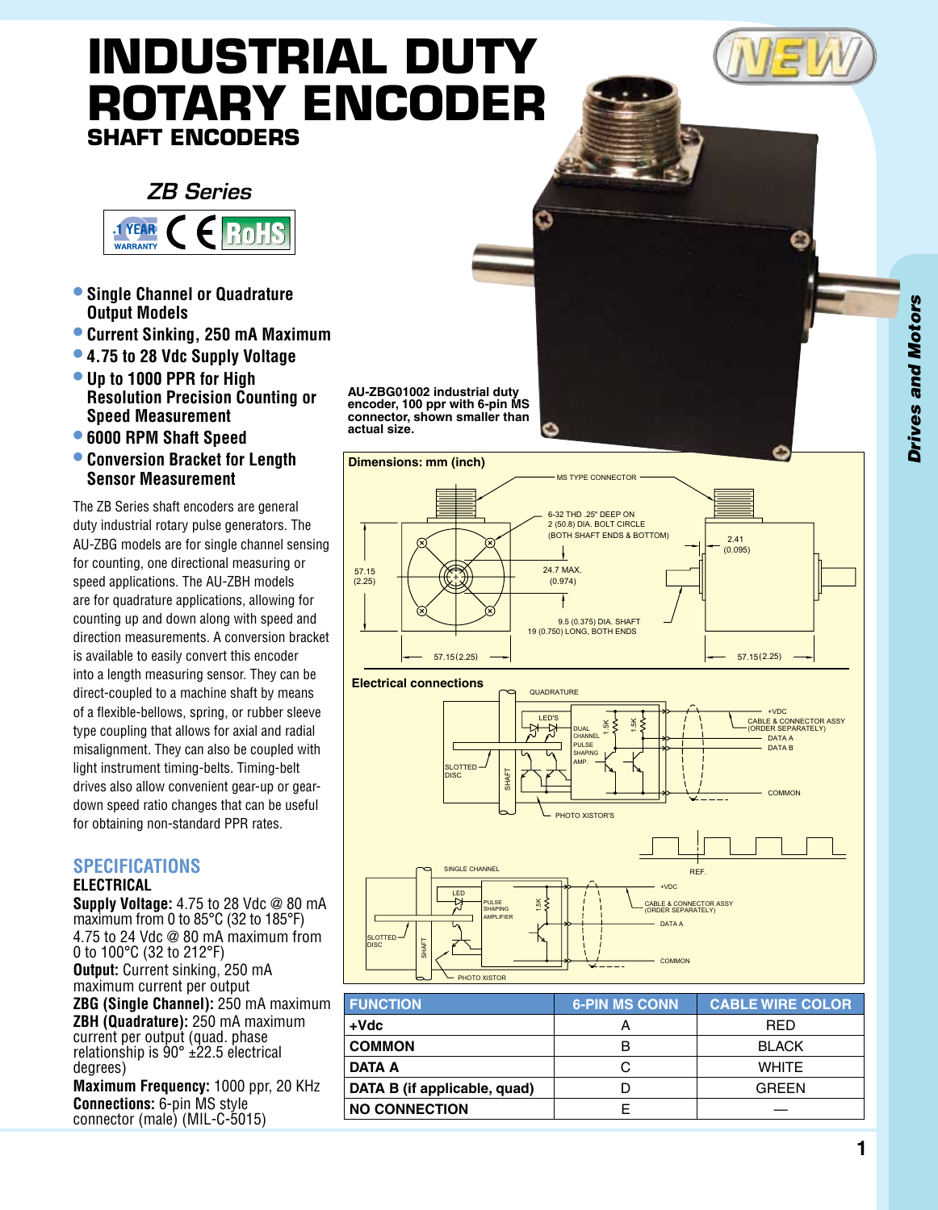# INDUSTRIAL DUTY ROTARY ENCODER

## SHAFT ENCODERS

*ZB Series*

- **Single Channel or Quadrature Output Models**
- **Current Sinking, 250 mA Maximum**
- **4.75 to 28 Vdc Supply Voltage**
- **Up to 1000 PPR for High Resolution Precision Counting or Speed Measurement**
- **6000 RPM Shaft Speed**
- **Conversion Bracket for Length Sensor Measurement**

The ZB Series shaft encoders are general duty industrial rotary pulse generators. The AU-ZBG models are for single channel sensing for counting, one directional measuring or speed applications. The AU-ZBH models are for quadrature applications, allowing for counting up and down along with speed and direction measurements. A conversion bracket is available to easily convert this encoder into a length measuring sensor. They can be direct-coupled to a machine shaft by means of a flexible-bellows, spring, or rubber sleeve type coupling that allows for axial and radial misalignment. They can also be coupled with light instrument timing-belts. Timing-belt drives also allow convenient gear-up or gear-down speed ratio changes that can be useful for obtaining non-standard PPR rates.

### SPECIFICATIONS

#### ELECTRICAL

**Supply Voltage:** 4.75 to 28 Vdc @ 80 mA maximum from 0 to 85°C (32 to 185°F)
4.75 to 24 Vdc @ 80 mA maximum from 0 to 100°C (32 to 212°F)

**Output:** Current sinking, 250 mA maximum current per output

**ZBG (Single Channel):** 250 mA maximum

**ZBH (Quadrature):** 250 mA maximum current per output (quad. phase relationship is 90° ±22.5 electrical degrees)

**Maximum Frequency:** 1000 ppr, 20 KHz

**Connections:** 6-pin MS style connector (male) (MIL-C-5015)

**AU-ZBG01002 industrial duty encoder, 100 ppr with 6-pin MS connector, shown smaller than actual size.**

**Dimensions: mm (inch)**

MS TYPE CONNECTOR; 6-32 THD .25" DEEP ON 2 (50.8) DIA. BOLT CIRCLE (BOTH SHAFT ENDS & BOTTOM); 57.15 (2.25); 24.7 MAX. (0.974); 9.5 (0.375) DIA. SHAFT 19 (0.750) LONG, BOTH ENDS; 2.41 (0.095); 57.15 (2.25); 57.15 (2.25)

**Electrical connections**

QUADRATURE: LED'S; DUAL CHANNEL PULSE SHAPING AMP.; 1.5K; 1.5K; +VDC; CABLE & CONNECTOR ASSY (ORDER SEPARATELY); DATA A; DATA B; SLOTTED DISC; SHAFT; COMMON; PHOTO XISTOR'S; REF.

SINGLE CHANNEL: LED; PULSE SHAPING AMPLIFIER; 1.5K; +VDC; CABLE & CONNECTOR ASSY (ORDER SEPARATELY); DATA A; SLOTTED DISC; SHAFT; COMMON; PHOTO XISTOR

| FUNCTION | 6-PIN MS CONN | CABLE WIRE COLOR |
|---|---|---|
| +Vdc | A | RED |
| COMMON | B | BLACK |
| DATA A | C | WHITE |
| DATA B (if applicable, quad) | D | GREEN |
| NO CONNECTION | E | — |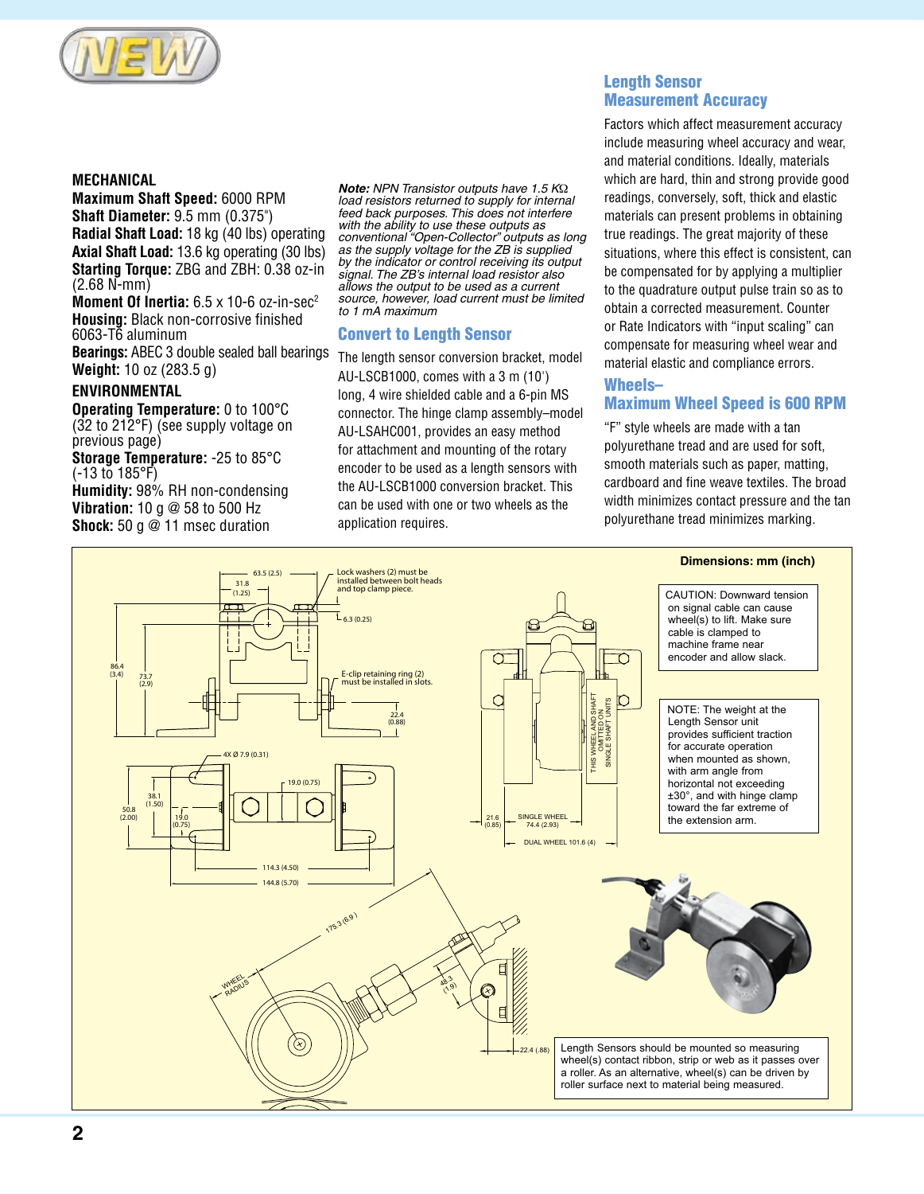## MECHANICAL

**Maximum Shaft Speed:** 6000 RPM
**Shaft Diameter:** 9.5 mm (0.375")
**Radial Shaft Load:** 18 kg (40 lbs) operating
**Axial Shaft Load:** 13.6 kg operating (30 lbs)
**Starting Torque:** ZBG and ZBH: 0.38 oz-in (2.68 N-mm)
**Moment Of Inertia:** 6.5 x 10-6 oz-in-sec$^2$
**Housing:** Black non-corrosive finished 6063-T6 aluminum
**Bearings:** ABEC 3 double sealed ball bearings
**Weight:** 10 oz (283.5 g)

## ENVIRONMENTAL

**Operating Temperature:** 0 to 100°C (32 to 212°F) (see supply voltage on previous page)
**Storage Temperature:** -25 to 85°C (-13 to 185°F)
**Humidity:** 98% RH non-condensing
**Vibration:** 10 g @ 58 to 500 Hz
**Shock:** 50 g @ 11 msec duration

***Note:*** *NPN Transistor outputs have 1.5 KΩ load resistors returned to supply for internal feed back purposes. This does not interfere with the ability to use these outputs as conventional "Open-Collector" outputs as long as the supply voltage for the ZB is supplied by the indicator or control receiving its output signal. The ZB's internal load resistor also allows the output to be used as a current source, however, load current must be limited to 1 mA maximum*

## Convert to Length Sensor

The length sensor conversion bracket, model AU-LSCB1000, comes with a 3 m (10') long, 4 wire shielded cable and a 6-pin MS connector. The hinge clamp assembly–model AU-LSAHC001, provides an easy method for attachment and mounting of the rotary encoder to be used as a length sensors with the AU-LSCB1000 conversion bracket. This can be used with one or two wheels as the application requires.

## Length Sensor Measurement Accuracy

Factors which affect measurement accuracy include measuring wheel accuracy and wear, and material conditions. Ideally, materials which are hard, thin and strong provide good readings, conversely, soft, thick and elastic materials can present problems in obtaining true readings. The great majority of these situations, where this effect is consistent, can be compensated for by applying a multiplier to the quadrature output pulse train so as to obtain a corrected measurement. Counter or Rate Indicators with "input scaling" can compensate for measuring wheel wear and material elastic and compliance errors.

## Wheels– Maximum Wheel Speed is 600 RPM

"F" style wheels are made with a tan polyurethane tread and are used for soft, smooth materials such as paper, matting, cardboard and fine weave textiles. The broad width minimizes contact pressure and the tan polyurethane tread minimizes marking.

**Dimensions: mm (inch)**

CAUTION: Downward tension on signal cable can cause wheel(s) to lift. Make sure cable is clamped to machine frame near encoder and allow slack.

NOTE: The weight at the Length Sensor unit provides sufficient traction for accurate operation when mounted as shown, with arm angle from horizontal not exceeding ±30°, and with hinge clamp toward the far extreme of the extension arm.

Lock washers (2) must be installed between bolt heads and top clamp piece.

E-clip retaining ring (2) must be installed in slots.

THIS WHEEL AND SHAFT OMITTED ON SINGLE SHAFT UNITS

SINGLE WHEEL 74.4 (2.93)

DUAL WHEEL 101.6 (4)

WHEEL RADIUS

Length Sensors should be mounted so measuring wheel(s) contact ribbon, strip or web as it passes over a roller. As an alternative, wheel(s) can be driven by roller surface next to material being measured.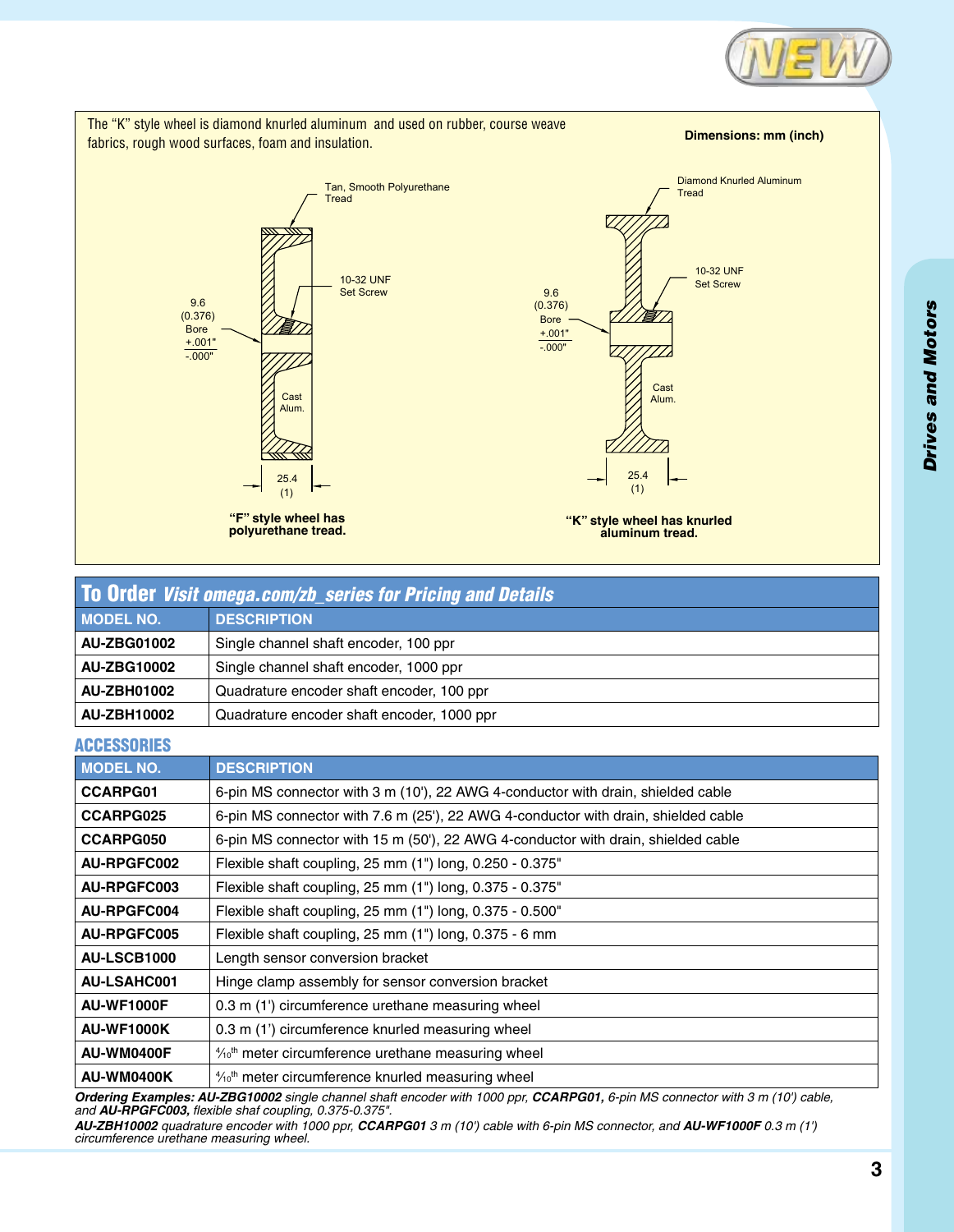The "K" style wheel is diamond knurled aluminum and used on rubber, course weave fabrics, rough wood surfaces, foam and insulation.

**Dimensions: mm (inch)**

Tan, Smooth Polyurethane Tread

10-32 UNF Set Screw

9.6 (0.376) Bore +.001" -.000"

Cast Alum.

25.4 (1)

**"F" style wheel has polyurethane tread.**

Diamond Knurled Aluminum Tread

10-32 UNF Set Screw

9.6 (0.376) Bore +.001" -.000"

Cast Alum.

25.4 (1)

**"K" style wheel has knurled aluminum tread.**

## To Order *Visit omega.com/zb_series for Pricing and Details*

| MODEL NO. | DESCRIPTION |
|---|---|
| **AU-ZBG01002** | Single channel shaft encoder, 100 ppr |
| **AU-ZBG10002** | Single channel shaft encoder, 1000 ppr |
| **AU-ZBH01002** | Quadrature encoder shaft encoder, 100 ppr |
| **AU-ZBH10002** | Quadrature encoder shaft encoder, 1000 ppr |

## ACCESSORIES

| MODEL NO. | DESCRIPTION |
|---|---|
| **CCARPG01** | 6-pin MS connector with 3 m (10'), 22 AWG 4-conductor with drain, shielded cable |
| **CCARPG025** | 6-pin MS connector with 7.6 m (25'), 22 AWG 4-conductor with drain, shielded cable |
| **CCARPG050** | 6-pin MS connector with 15 m (50'), 22 AWG 4-conductor with drain, shielded cable |
| **AU-RPGFC002** | Flexible shaft coupling, 25 mm (1") long, 0.250 - 0.375" |
| **AU-RPGFC003** | Flexible shaft coupling, 25 mm (1") long, 0.375 - 0.375" |
| **AU-RPGFC004** | Flexible shaft coupling, 25 mm (1") long, 0.375 - 0.500" |
| **AU-RPGFC005** | Flexible shaft coupling, 25 mm (1") long, 0.375 - 6 mm |
| **AU-LSCB1000** | Length sensor conversion bracket |
| **AU-LSAHC001** | Hinge clamp assembly for sensor conversion bracket |
| **AU-WF1000F** | 0.3 m (1') circumference urethane measuring wheel |
| **AU-WF1000K** | 0.3 m (1') circumference knurled measuring wheel |
| **AU-WM0400F** | 4⁄10th meter circumference urethane measuring wheel |
| **AU-WM0400K** | 4⁄10th meter circumference knurled measuring wheel |

***Ordering Examples: AU-ZBG10002** single channel shaft encoder with 1000 ppr, **CCARPG01,** 6-pin MS connector with 3 m (10') cable, and **AU-RPGFC003,** flexible shaf coupling, 0.375-0.375".*

***AU-ZBH10002** quadrature encoder with 1000 ppr, **CCARPG01** 3 m (10') cable with 6-pin MS connector, and **AU-WF1000F** 0.3 m (1') circumference urethane measuring wheel.*